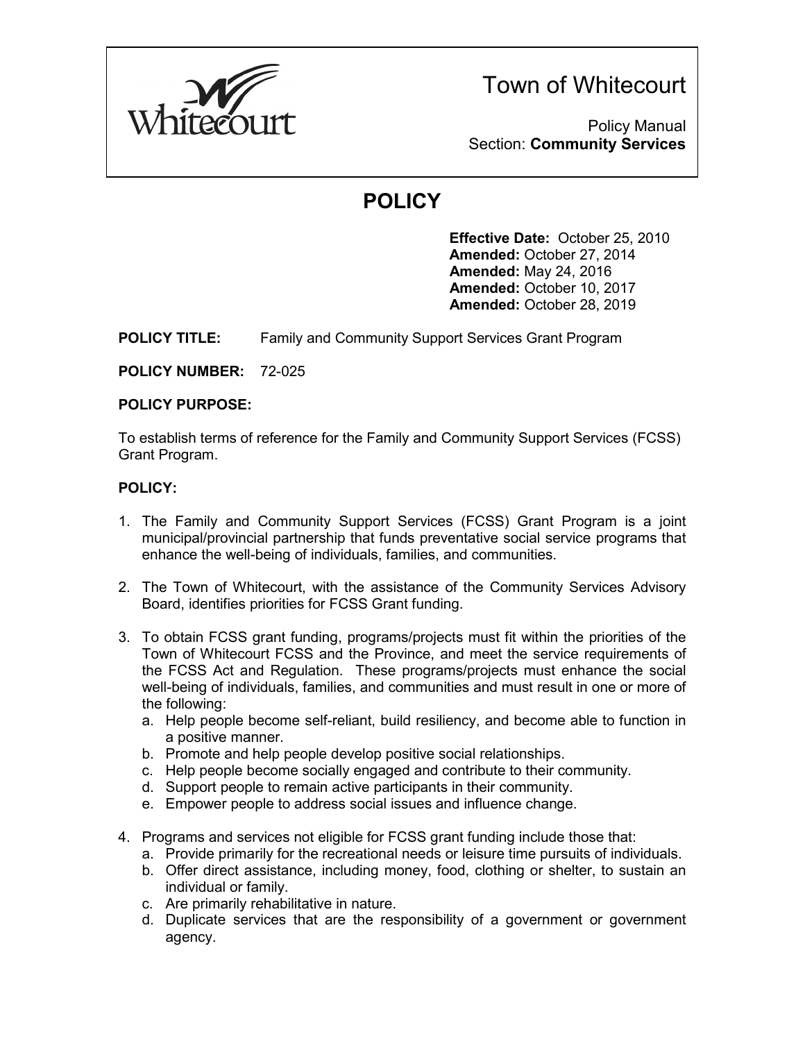Town of Whitecourt

Policy Manual
Section: **Community Services**

# POLICY

**Effective Date:** October 25, 2010
**Amended:** October 27, 2014
**Amended:** May 24, 2016
**Amended:** October 10, 2017
**Amended:** October 28, 2019

**POLICY TITLE:** Family and Community Support Services Grant Program

**POLICY NUMBER:** 72-025

**POLICY PURPOSE:**

To establish terms of reference for the Family and Community Support Services (FCSS) Grant Program.

**POLICY:**

1. The Family and Community Support Services (FCSS) Grant Program is a joint municipal/provincial partnership that funds preventative social service programs that enhance the well-being of individuals, families, and communities.

2. The Town of Whitecourt, with the assistance of the Community Services Advisory Board, identifies priorities for FCSS Grant funding.

3. To obtain FCSS grant funding, programs/projects must fit within the priorities of the Town of Whitecourt FCSS and the Province, and meet the service requirements of the FCSS Act and Regulation. These programs/projects must enhance the social well-being of individuals, families, and communities and must result in one or more of the following:
   a. Help people become self-reliant, build resiliency, and become able to function in a positive manner.
   b. Promote and help people develop positive social relationships.
   c. Help people become socially engaged and contribute to their community.
   d. Support people to remain active participants in their community.
   e. Empower people to address social issues and influence change.

4. Programs and services not eligible for FCSS grant funding include those that:
   a. Provide primarily for the recreational needs or leisure time pursuits of individuals.
   b. Offer direct assistance, including money, food, clothing or shelter, to sustain an individual or family.
   c. Are primarily rehabilitative in nature.
   d. Duplicate services that are the responsibility of a government or government agency.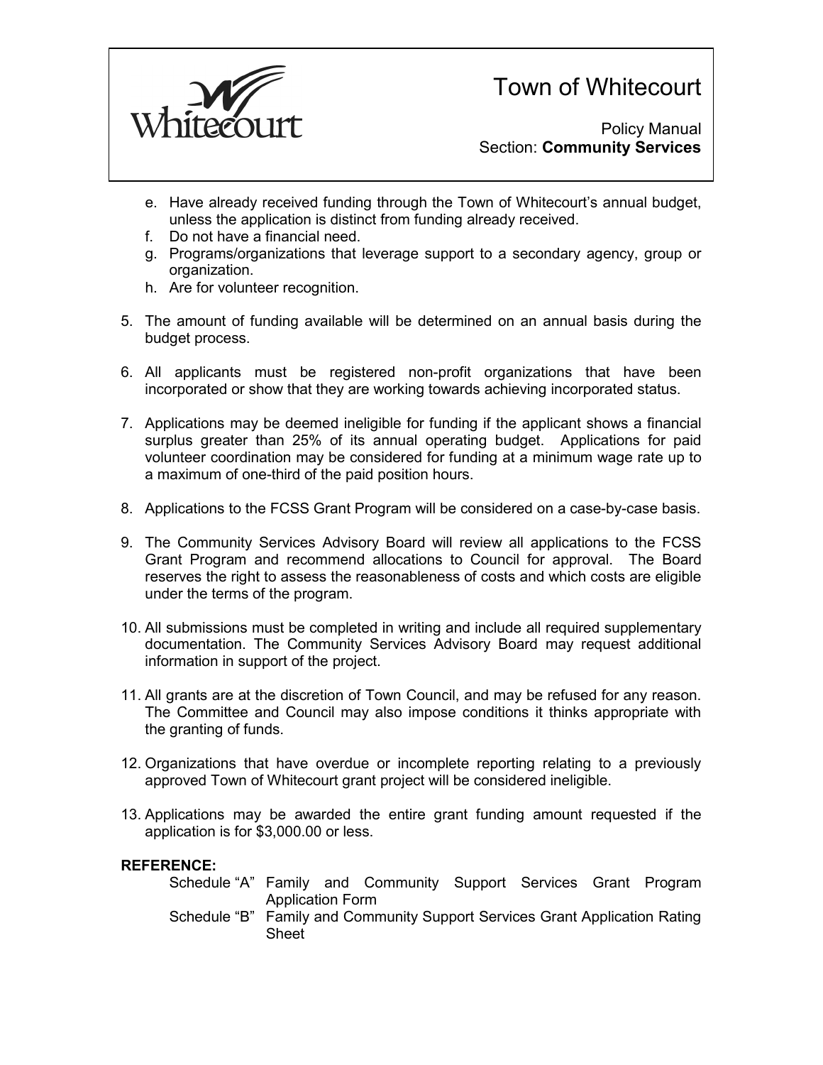e. Have already received funding through the Town of Whitecourt's annual budget, unless the application is distinct from funding already received.
f. Do not have a financial need.
g. Programs/organizations that leverage support to a secondary agency, group or organization.
h. Are for volunteer recognition.

5. The amount of funding available will be determined on an annual basis during the budget process.

6. All applicants must be registered non-profit organizations that have been incorporated or show that they are working towards achieving incorporated status.

7. Applications may be deemed ineligible for funding if the applicant shows a financial surplus greater than 25% of its annual operating budget. Applications for paid volunteer coordination may be considered for funding at a minimum wage rate up to a maximum of one-third of the paid position hours.

8. Applications to the FCSS Grant Program will be considered on a case-by-case basis.

9. The Community Services Advisory Board will review all applications to the FCSS Grant Program and recommend allocations to Council for approval. The Board reserves the right to assess the reasonableness of costs and which costs are eligible under the terms of the program.

10. All submissions must be completed in writing and include all required supplementary documentation. The Community Services Advisory Board may request additional information in support of the project.

11. All grants are at the discretion of Town Council, and may be refused for any reason. The Committee and Council may also impose conditions it thinks appropriate with the granting of funds.

12. Organizations that have overdue or incomplete reporting relating to a previously approved Town of Whitecourt grant project will be considered ineligible.

13. Applications may be awarded the entire grant funding amount requested if the application is for $3,000.00 or less.

**REFERENCE:**

Schedule "A" Family and Community Support Services Grant Program Application Form

Schedule "B" Family and Community Support Services Grant Application Rating Sheet